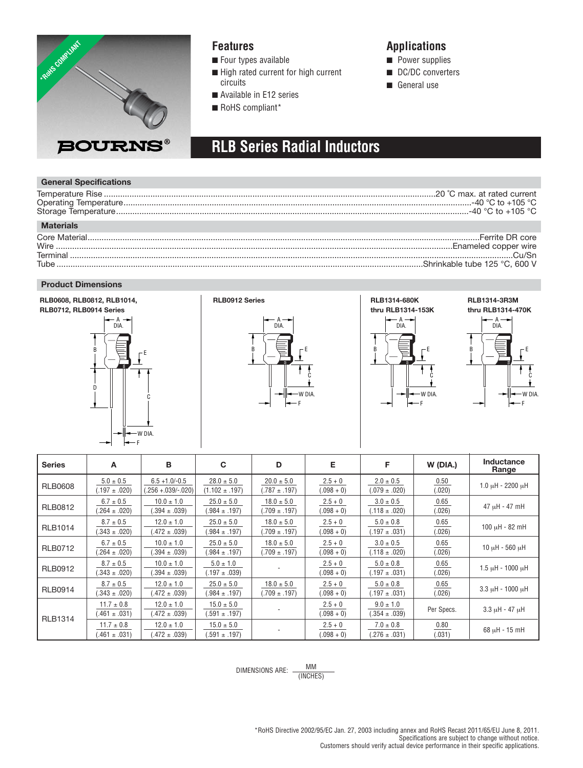# RLB Series Radial Inductors

## Features

- Four types available
- High rated current for high current circuits
- Available in E12 series
- RoHS compliant*

## Applications

- Power supplies
- DC/DC converters
- General use

## General Specifications

Temperature Rise ........ 20 °C max. at rated current
Operating Temperature ........ -40 °C to +105 °C
Storage Temperature ........ -40 °C to +105 °C

## Materials

Core Material ........ Ferrite DR core
Wire ........ Enameled copper wire
Terminal ........ Cu/Sn
Tube ........ Shrinkable tube 125 °C, 600 V

## Product Dimensions

RLB0608, RLB0812, RLB1014, RLB0712, RLB0914 Series

RLB0912 Series

RLB1314-680K thru RLB1314-153K

RLB1314-3R3M thru RLB1314-470K

| Series | A | B | C | D | E | F | W (DIA.) | Inductance Range |
|---|---|---|---|---|---|---|---|---|
| RLB0608 | 5.0 ± 0.5 (.197 ± .020) | 6.5 +1.0/-0.5 (.256 +.039/-.020) | 28.0 ± 5.0 (1.102 ± .197) | 20.0 ± 5.0 (.787 ± .197) | 2.5 + 0 (.098 + 0) | 2.0 ± 0.5 (.079 ± .020) | 0.50 (.020) | 1.0 μH - 2200 μH |
| RLB0812 | 6.7 ± 0.5 (.264 ± .020) | 10.0 ± 1.0 (.394 ± .039) | 25.0 ± 5.0 (.984 ± .197) | 18.0 ± 5.0 (.709 ± .197) | 2.5 + 0 (.098 + 0) | 3.0 ± 0.5 (.118 ± .020) | 0.65 (.026) | 47 μH - 47 mH |
| RLB1014 | 8.7 ± 0.5 (.343 ± .020) | 12.0 ± 1.0 (.472 ± .039) | 25.0 ± 5.0 (.984 ± .197) | 18.0 ± 5.0 (.709 ± .197) | 2.5 + 0 (.098 + 0) | 5.0 ± 0.8 (.197 ± .031) | 0.65 (.026) | 100 μH - 82 mH |
| RLB0712 | 6.7 ± 0.5 (.264 ± .020) | 10.0 ± 1.0 (.394 ± .039) | 25.0 ± 5.0 (.984 ± .197) | 18.0 ± 5.0 (.709 ± .197) | 2.5 + 0 (.098 + 0) | 3.0 ± 0.5 (.118 ± .020) | 0.65 (.026) | 10 μH - 560 μH |
| RLB0912 | 8.7 ± 0.5 (.343 ± .020) | 10.0 ± 1.0 (.394 ± .039) | 5.0 ± 1.0 (.197 ± .039) | - | 2.5 + 0 (.098 + 0) | 5.0 ± 0.8 (.197 ± .031) | 0.65 (.026) | 1.5 μH - 1000 μH |
| RLB0914 | 8.7 ± 0.5 (.343 ± .020) | 12.0 ± 1.0 (.472 ± .039) | 25.0 ± 5.0 (.984 ± .197) | 18.0 ± 5.0 (.709 ± .197) | 2.5 + 0 (.098 + 0) | 5.0 ± 0.8 (.197 ± .031) | 0.65 (.026) | 3.3 μH - 1000 μH |
| RLB1314 | 11.7 ± 0.8 (.461 ± .031) | 12.0 ± 1.0 (.472 ± .039) | 15.0 ± 5.0 (.591 ± .197) | - | 2.5 + 0 (.098 + 0) | 9.0 ± 1.0 (.354 ± .039) | Per Specs. | 3.3 μH - 47 μH |
| | 11.7 ± 0.8 (.461 ± .031) | 12.0 ± 1.0 (.472 ± .039) | 15.0 ± 5.0 (.591 ± .197) | - | 2.5 + 0 (.098 + 0) | 7.0 ± 0.8 (.276 ± .031) | 0.80 (.031) | 68 μH - 15 mH |

DIMENSIONS ARE: MM (INCHES)

*RoHS Directive 2002/95/EC Jan. 27, 2003 including annex and RoHS Recast 2011/65/EU June 8, 2011.
Specifications are subject to change without notice.
Customers should verify actual device performance in their specific applications.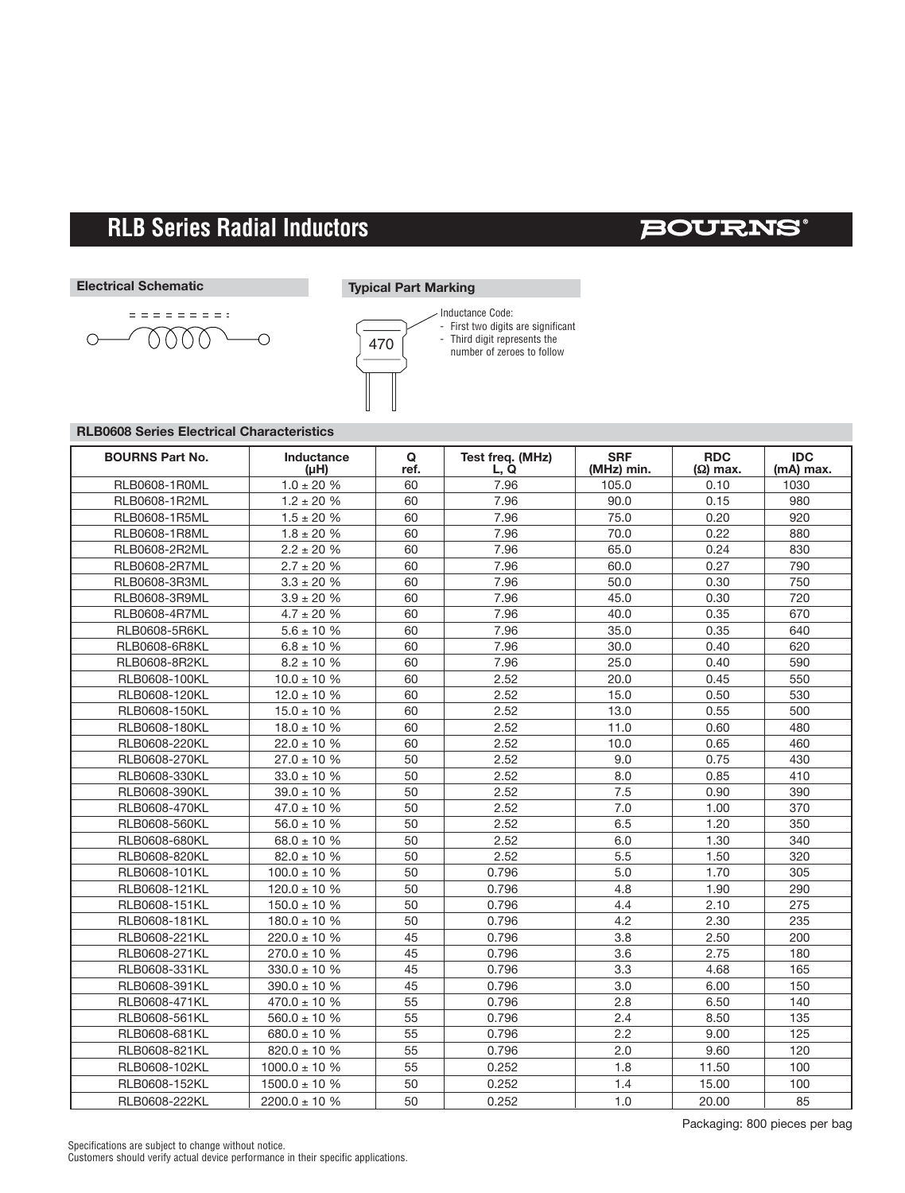## RLB Series Radial Inductors

### Electrical Schematic

### Typical Part Marking

470

Inductance Code:
- First two digits are significant
- Third digit represents the number of zeroes to follow

### RLB0608 Series Electrical Characteristics

| BOURNS Part No. | Inductance (µH) | Q ref. | Test freq. (MHz) L, Q | SRF (MHz) min. | RDC (Ω) max. | IDC (mA) max. |
|---|---|---|---|---|---|---|
| RLB0608-1R0ML | 1.0 ± 20 % | 60 | 7.96 | 105.0 | 0.10 | 1030 |
| RLB0608-1R2ML | 1.2 ± 20 % | 60 | 7.96 | 90.0 | 0.15 | 980 |
| RLB0608-1R5ML | 1.5 ± 20 % | 60 | 7.96 | 75.0 | 0.20 | 920 |
| RLB0608-1R8ML | 1.8 ± 20 % | 60 | 7.96 | 70.0 | 0.22 | 880 |
| RLB0608-2R2ML | 2.2 ± 20 % | 60 | 7.96 | 65.0 | 0.24 | 830 |
| RLB0608-2R7ML | 2.7 ± 20 % | 60 | 7.96 | 60.0 | 0.27 | 790 |
| RLB0608-3R3ML | 3.3 ± 20 % | 60 | 7.96 | 50.0 | 0.30 | 750 |
| RLB0608-3R9ML | 3.9 ± 20 % | 60 | 7.96 | 45.0 | 0.30 | 720 |
| RLB0608-4R7ML | 4.7 ± 20 % | 60 | 7.96 | 40.0 | 0.35 | 670 |
| RLB0608-5R6KL | 5.6 ± 10 % | 60 | 7.96 | 35.0 | 0.35 | 640 |
| RLB0608-6R8KL | 6.8 ± 10 % | 60 | 7.96 | 30.0 | 0.40 | 620 |
| RLB0608-8R2KL | 8.2 ± 10 % | 60 | 7.96 | 25.0 | 0.40 | 590 |
| RLB0608-100KL | 10.0 ± 10 % | 60 | 2.52 | 20.0 | 0.45 | 550 |
| RLB0608-120KL | 12.0 ± 10 % | 60 | 2.52 | 15.0 | 0.50 | 530 |
| RLB0608-150KL | 15.0 ± 10 % | 60 | 2.52 | 13.0 | 0.55 | 500 |
| RLB0608-180KL | 18.0 ± 10 % | 60 | 2.52 | 11.0 | 0.60 | 480 |
| RLB0608-220KL | 22.0 ± 10 % | 60 | 2.52 | 10.0 | 0.65 | 460 |
| RLB0608-270KL | 27.0 ± 10 % | 50 | 2.52 | 9.0 | 0.75 | 430 |
| RLB0608-330KL | 33.0 ± 10 % | 50 | 2.52 | 8.0 | 0.85 | 410 |
| RLB0608-390KL | 39.0 ± 10 % | 50 | 2.52 | 7.5 | 0.90 | 390 |
| RLB0608-470KL | 47.0 ± 10 % | 50 | 2.52 | 7.0 | 1.00 | 370 |
| RLB0608-560KL | 56.0 ± 10 % | 50 | 2.52 | 6.5 | 1.20 | 350 |
| RLB0608-680KL | 68.0 ± 10 % | 50 | 2.52 | 6.0 | 1.30 | 340 |
| RLB0608-820KL | 82.0 ± 10 % | 50 | 2.52 | 5.5 | 1.50 | 320 |
| RLB0608-101KL | 100.0 ± 10 % | 50 | 0.796 | 5.0 | 1.70 | 305 |
| RLB0608-121KL | 120.0 ± 10 % | 50 | 0.796 | 4.8 | 1.90 | 290 |
| RLB0608-151KL | 150.0 ± 10 % | 50 | 0.796 | 4.4 | 2.10 | 275 |
| RLB0608-181KL | 180.0 ± 10 % | 50 | 0.796 | 4.2 | 2.30 | 235 |
| RLB0608-221KL | 220.0 ± 10 % | 45 | 0.796 | 3.8 | 2.50 | 200 |
| RLB0608-271KL | 270.0 ± 10 % | 45 | 0.796 | 3.6 | 2.75 | 180 |
| RLB0608-331KL | 330.0 ± 10 % | 45 | 0.796 | 3.3 | 4.68 | 165 |
| RLB0608-391KL | 390.0 ± 10 % | 45 | 0.796 | 3.0 | 6.00 | 150 |
| RLB0608-471KL | 470.0 ± 10 % | 55 | 0.796 | 2.8 | 6.50 | 140 |
| RLB0608-561KL | 560.0 ± 10 % | 55 | 0.796 | 2.4 | 8.50 | 135 |
| RLB0608-681KL | 680.0 ± 10 % | 55 | 0.796 | 2.2 | 9.00 | 125 |
| RLB0608-821KL | 820.0 ± 10 % | 55 | 0.796 | 2.0 | 9.60 | 120 |
| RLB0608-102KL | 1000.0 ± 10 % | 55 | 0.252 | 1.8 | 11.50 | 100 |
| RLB0608-152KL | 1500.0 ± 10 % | 50 | 0.252 | 1.4 | 15.00 | 100 |
| RLB0608-222KL | 2200.0 ± 10 % | 50 | 0.252 | 1.0 | 20.00 | 85 |

Packaging: 800 pieces per bag

Specifications are subject to change without notice.
Customers should verify actual device performance in their specific applications.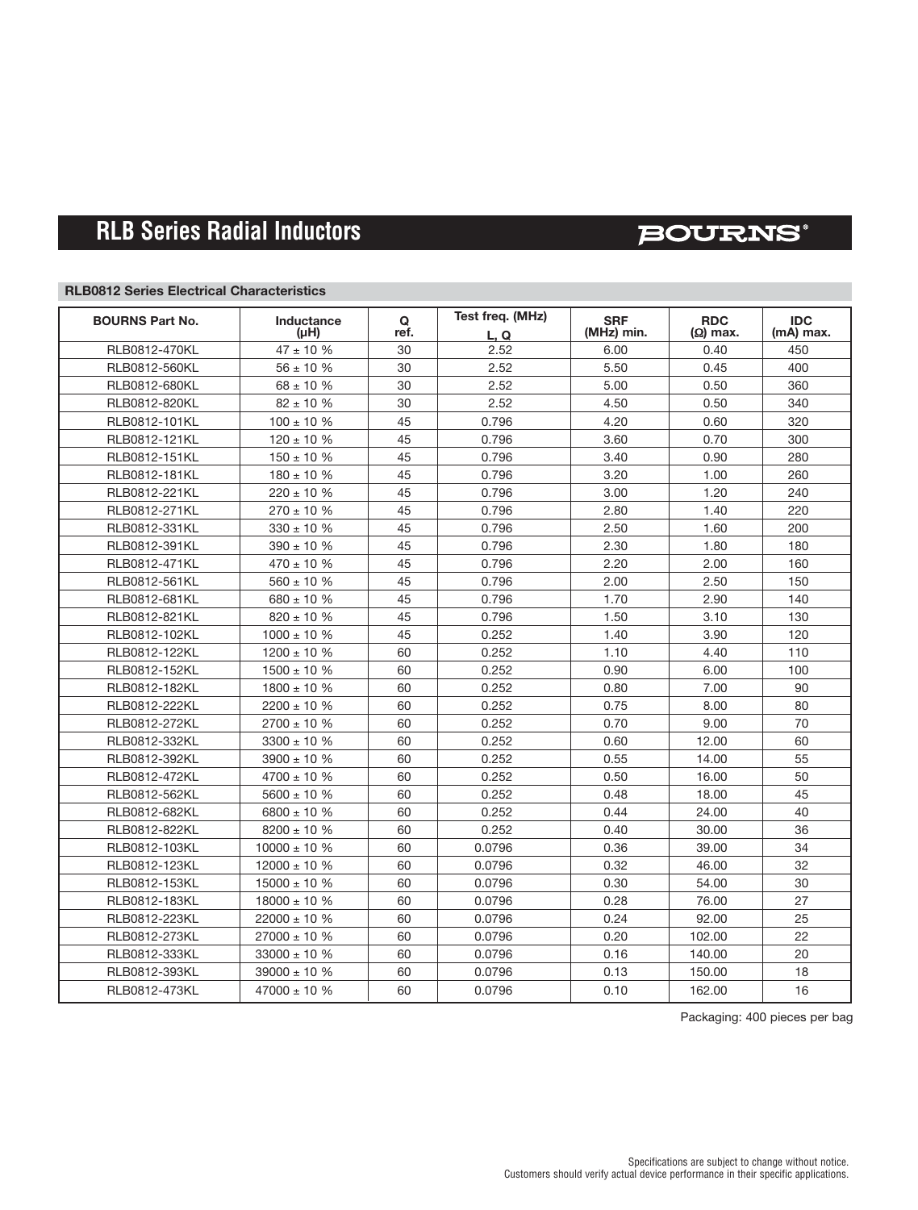# RLB Series Radial Inductors

BOURNS®

### RLB0812 Series Electrical Characteristics

| BOURNS Part No. | Inductance (µH) | Q ref. | Test freq. (MHz) L, Q | SRF (MHz) min. | RDC (Ω) max. | IDC (mA) max. |
|---|---|---|---|---|---|---|
| RLB0812-470KL | 47 ± 10 % | 30 | 2.52 | 6.00 | 0.40 | 450 |
| RLB0812-560KL | 56 ± 10 % | 30 | 2.52 | 5.50 | 0.45 | 400 |
| RLB0812-680KL | 68 ± 10 % | 30 | 2.52 | 5.00 | 0.50 | 360 |
| RLB0812-820KL | 82 ± 10 % | 30 | 2.52 | 4.50 | 0.50 | 340 |
| RLB0812-101KL | 100 ± 10 % | 45 | 0.796 | 4.20 | 0.60 | 320 |
| RLB0812-121KL | 120 ± 10 % | 45 | 0.796 | 3.60 | 0.70 | 300 |
| RLB0812-151KL | 150 ± 10 % | 45 | 0.796 | 3.40 | 0.90 | 280 |
| RLB0812-181KL | 180 ± 10 % | 45 | 0.796 | 3.20 | 1.00 | 260 |
| RLB0812-221KL | 220 ± 10 % | 45 | 0.796 | 3.00 | 1.20 | 240 |
| RLB0812-271KL | 270 ± 10 % | 45 | 0.796 | 2.80 | 1.40 | 220 |
| RLB0812-331KL | 330 ± 10 % | 45 | 0.796 | 2.50 | 1.60 | 200 |
| RLB0812-391KL | 390 ± 10 % | 45 | 0.796 | 2.30 | 1.80 | 180 |
| RLB0812-471KL | 470 ± 10 % | 45 | 0.796 | 2.20 | 2.00 | 160 |
| RLB0812-561KL | 560 ± 10 % | 45 | 0.796 | 2.00 | 2.50 | 150 |
| RLB0812-681KL | 680 ± 10 % | 45 | 0.796 | 1.70 | 2.90 | 140 |
| RLB0812-821KL | 820 ± 10 % | 45 | 0.796 | 1.50 | 3.10 | 130 |
| RLB0812-102KL | 1000 ± 10 % | 45 | 0.252 | 1.40 | 3.90 | 120 |
| RLB0812-122KL | 1200 ± 10 % | 60 | 0.252 | 1.10 | 4.40 | 110 |
| RLB0812-152KL | 1500 ± 10 % | 60 | 0.252 | 0.90 | 6.00 | 100 |
| RLB0812-182KL | 1800 ± 10 % | 60 | 0.252 | 0.80 | 7.00 | 90 |
| RLB0812-222KL | 2200 ± 10 % | 60 | 0.252 | 0.75 | 8.00 | 80 |
| RLB0812-272KL | 2700 ± 10 % | 60 | 0.252 | 0.70 | 9.00 | 70 |
| RLB0812-332KL | 3300 ± 10 % | 60 | 0.252 | 0.60 | 12.00 | 60 |
| RLB0812-392KL | 3900 ± 10 % | 60 | 0.252 | 0.55 | 14.00 | 55 |
| RLB0812-472KL | 4700 ± 10 % | 60 | 0.252 | 0.50 | 16.00 | 50 |
| RLB0812-562KL | 5600 ± 10 % | 60 | 0.252 | 0.48 | 18.00 | 45 |
| RLB0812-682KL | 6800 ± 10 % | 60 | 0.252 | 0.44 | 24.00 | 40 |
| RLB0812-822KL | 8200 ± 10 % | 60 | 0.252 | 0.40 | 30.00 | 36 |
| RLB0812-103KL | 10000 ± 10 % | 60 | 0.0796 | 0.36 | 39.00 | 34 |
| RLB0812-123KL | 12000 ± 10 % | 60 | 0.0796 | 0.32 | 46.00 | 32 |
| RLB0812-153KL | 15000 ± 10 % | 60 | 0.0796 | 0.30 | 54.00 | 30 |
| RLB0812-183KL | 18000 ± 10 % | 60 | 0.0796 | 0.28 | 76.00 | 27 |
| RLB0812-223KL | 22000 ± 10 % | 60 | 0.0796 | 0.24 | 92.00 | 25 |
| RLB0812-273KL | 27000 ± 10 % | 60 | 0.0796 | 0.20 | 102.00 | 22 |
| RLB0812-333KL | 33000 ± 10 % | 60 | 0.0796 | 0.16 | 140.00 | 20 |
| RLB0812-393KL | 39000 ± 10 % | 60 | 0.0796 | 0.13 | 150.00 | 18 |
| RLB0812-473KL | 47000 ± 10 % | 60 | 0.0796 | 0.10 | 162.00 | 16 |

Packaging: 400 pieces per bag

Specifications are subject to change without notice.
Customers should verify actual device performance in their specific applications.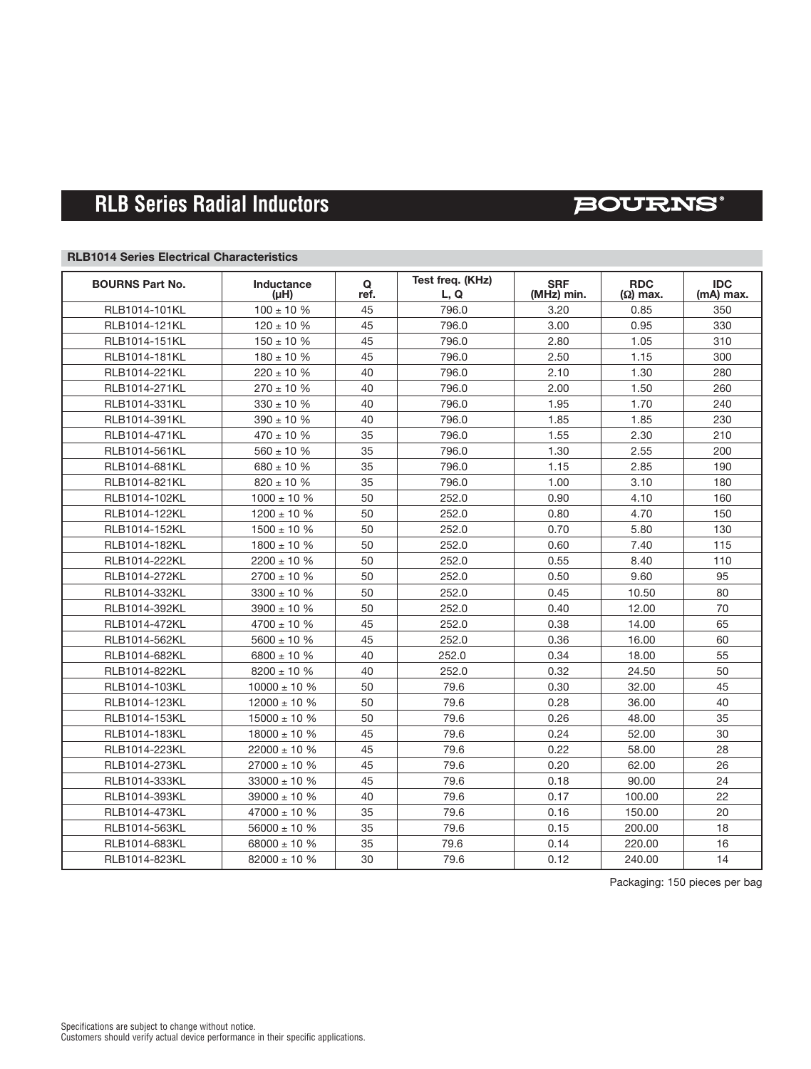# RLB Series Radial Inductors

BOURNS®

### RLB1014 Series Electrical Characteristics

| BOURNS Part No. | Inductance (μH) | Q ref. | Test freq. (KHz) L, Q | SRF (MHz) min. | RDC (Ω) max. | IDC (mA) max. |
|---|---|---|---|---|---|---|
| RLB1014-101KL | 100 ± 10 % | 45 | 796.0 | 3.20 | 0.85 | 350 |
| RLB1014-121KL | 120 ± 10 % | 45 | 796.0 | 3.00 | 0.95 | 330 |
| RLB1014-151KL | 150 ± 10 % | 45 | 796.0 | 2.80 | 1.05 | 310 |
| RLB1014-181KL | 180 ± 10 % | 45 | 796.0 | 2.50 | 1.15 | 300 |
| RLB1014-221KL | 220 ± 10 % | 40 | 796.0 | 2.10 | 1.30 | 280 |
| RLB1014-271KL | 270 ± 10 % | 40 | 796.0 | 2.00 | 1.50 | 260 |
| RLB1014-331KL | 330 ± 10 % | 40 | 796.0 | 1.95 | 1.70 | 240 |
| RLB1014-391KL | 390 ± 10 % | 40 | 796.0 | 1.85 | 1.85 | 230 |
| RLB1014-471KL | 470 ± 10 % | 35 | 796.0 | 1.55 | 2.30 | 210 |
| RLB1014-561KL | 560 ± 10 % | 35 | 796.0 | 1.30 | 2.55 | 200 |
| RLB1014-681KL | 680 ± 10 % | 35 | 796.0 | 1.15 | 2.85 | 190 |
| RLB1014-821KL | 820 ± 10 % | 35 | 796.0 | 1.00 | 3.10 | 180 |
| RLB1014-102KL | 1000 ± 10 % | 50 | 252.0 | 0.90 | 4.10 | 160 |
| RLB1014-122KL | 1200 ± 10 % | 50 | 252.0 | 0.80 | 4.70 | 150 |
| RLB1014-152KL | 1500 ± 10 % | 50 | 252.0 | 0.70 | 5.80 | 130 |
| RLB1014-182KL | 1800 ± 10 % | 50 | 252.0 | 0.60 | 7.40 | 115 |
| RLB1014-222KL | 2200 ± 10 % | 50 | 252.0 | 0.55 | 8.40 | 110 |
| RLB1014-272KL | 2700 ± 10 % | 50 | 252.0 | 0.50 | 9.60 | 95 |
| RLB1014-332KL | 3300 ± 10 % | 50 | 252.0 | 0.45 | 10.50 | 80 |
| RLB1014-392KL | 3900 ± 10 % | 50 | 252.0 | 0.40 | 12.00 | 70 |
| RLB1014-472KL | 4700 ± 10 % | 45 | 252.0 | 0.38 | 14.00 | 65 |
| RLB1014-562KL | 5600 ± 10 % | 45 | 252.0 | 0.36 | 16.00 | 60 |
| RLB1014-682KL | 6800 ± 10 % | 40 | 252.0 | 0.34 | 18.00 | 55 |
| RLB1014-822KL | 8200 ± 10 % | 40 | 252.0 | 0.32 | 24.50 | 50 |
| RLB1014-103KL | 10000 ± 10 % | 50 | 79.6 | 0.30 | 32.00 | 45 |
| RLB1014-123KL | 12000 ± 10 % | 50 | 79.6 | 0.28 | 36.00 | 40 |
| RLB1014-153KL | 15000 ± 10 % | 50 | 79.6 | 0.26 | 48.00 | 35 |
| RLB1014-183KL | 18000 ± 10 % | 45 | 79.6 | 0.24 | 52.00 | 30 |
| RLB1014-223KL | 22000 ± 10 % | 45 | 79.6 | 0.22 | 58.00 | 28 |
| RLB1014-273KL | 27000 ± 10 % | 45 | 79.6 | 0.20 | 62.00 | 26 |
| RLB1014-333KL | 33000 ± 10 % | 45 | 79.6 | 0.18 | 90.00 | 24 |
| RLB1014-393KL | 39000 ± 10 % | 40 | 79.6 | 0.17 | 100.00 | 22 |
| RLB1014-473KL | 47000 ± 10 % | 35 | 79.6 | 0.16 | 150.00 | 20 |
| RLB1014-563KL | 56000 ± 10 % | 35 | 79.6 | 0.15 | 200.00 | 18 |
| RLB1014-683KL | 68000 ± 10 % | 35 | 79.6 | 0.14 | 220.00 | 16 |
| RLB1014-823KL | 82000 ± 10 % | 30 | 79.6 | 0.12 | 240.00 | 14 |

Packaging: 150 pieces per bag

Specifications are subject to change without notice.
Customers should verify actual device performance in their specific applications.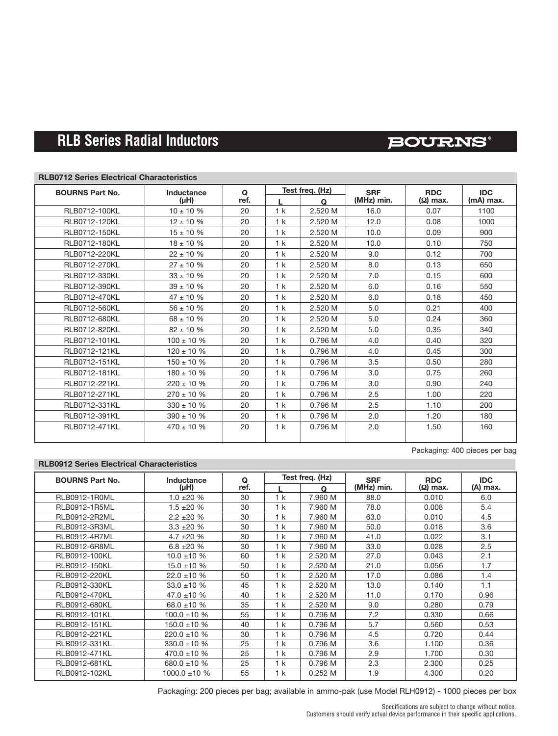# RLB Series Radial Inductors

BOURNS®

### RLB0712 Series Electrical Characteristics

| BOURNS Part No. | Inductance (µH) | Q ref. | Test freq. (Hz) | | SRF (MHz) min. | RDC (Ω) max. | IDC (mA) max. |
|---|---|---|---|---|---|---|---|
| | | | L | Q | | | |
| RLB0712-100KL | 10 ± 10 % | 20 | 1 k | 2.520 M | 16.0 | 0.07 | 1100 |
| RLB0712-120KL | 12 ± 10 % | 20 | 1 k | 2.520 M | 12.0 | 0.08 | 1000 |
| RLB0712-150KL | 15 ± 10 % | 20 | 1 k | 2.520 M | 10.0 | 0.09 | 900 |
| RLB0712-180KL | 18 ± 10 % | 20 | 1 k | 2.520 M | 10.0 | 0.10 | 750 |
| RLB0712-220KL | 22 ± 10 % | 20 | 1 k | 2.520 M | 9.0 | 0.12 | 700 |
| RLB0712-270KL | 27 ± 10 % | 20 | 1 k | 2.520 M | 8.0 | 0.13 | 650 |
| RLB0712-330KL | 33 ± 10 % | 20 | 1 k | 2.520 M | 7.0 | 0.15 | 600 |
| RLB0712-390KL | 39 ± 10 % | 20 | 1 k | 2.520 M | 6.0 | 0.16 | 550 |
| RLB0712-470KL | 47 ± 10 % | 20 | 1 k | 2.520 M | 6.0 | 0.18 | 450 |
| RLB0712-560KL | 56 ± 10 % | 20 | 1 k | 2.520 M | 5.0 | 0.21 | 400 |
| RLB0712-680KL | 68 ± 10 % | 20 | 1 k | 2.520 M | 5.0 | 0.24 | 360 |
| RLB0712-820KL | 82 ± 10 % | 20 | 1 k | 2.520 M | 5.0 | 0.35 | 340 |
| RLB0712-101KL | 100 ± 10 % | 20 | 1 k | 0.796 M | 4.0 | 0.40 | 320 |
| RLB0712-121KL | 120 ± 10 % | 20 | 1 k | 0.796 M | 4.0 | 0.45 | 300 |
| RLB0712-151KL | 150 ± 10 % | 20 | 1 k | 0.796 M | 3.5 | 0.50 | 280 |
| RLB0712-181KL | 180 ± 10 % | 20 | 1 k | 0.796 M | 3.0 | 0.75 | 260 |
| RLB0712-221KL | 220 ± 10 % | 20 | 1 k | 0.796 M | 3.0 | 0.90 | 240 |
| RLB0712-271KL | 270 ± 10 % | 20 | 1 k | 0.796 M | 2.5 | 1.00 | 220 |
| RLB0712-331KL | 330 ± 10 % | 20 | 1 k | 0.796 M | 2.5 | 1.10 | 200 |
| RLB0712-391KL | 390 ± 10 % | 20 | 1 k | 0.796 M | 2.0 | 1.20 | 180 |
| RLB0712-471KL | 470 ± 10 % | 20 | 1 k | 0.796 M | 2.0 | 1.50 | 160 |

Packaging: 400 pieces per bag

### RLB0912 Series Electrical Characteristics

| BOURNS Part No. | Inductance (µH) | Q ref. | Test freq. (Hz) | | SRF (MHz) min. | RDC (Ω) max. | IDC (A) max. |
|---|---|---|---|---|---|---|---|
| | | | L | Q | | | |
| RLB0912-1R0ML | 1.0 ±20 % | 30 | 1 k | 7.960 M | 88.0 | 0.010 | 6.0 |
| RLB0912-1R5ML | 1.5 ±20 % | 30 | 1 k | 7.960 M | 78.0 | 0.008 | 5.4 |
| RLB0912-2R2ML | 2.2 ±20 % | 30 | 1 k | 7.960 M | 63.0 | 0.010 | 4.5 |
| RLB0912-3R3ML | 3.3 ±20 % | 30 | 1 k | 7.960 M | 50.0 | 0.018 | 3.6 |
| RLB0912-4R7ML | 4.7 ±20 % | 30 | 1 k | 7.960 M | 41.0 | 0.022 | 3.1 |
| RLB0912-6R8ML | 6.8 ±20 % | 30 | 1 k | 7.960 M | 33.0 | 0.028 | 2.5 |
| RLB0912-100KL | 10.0 ±10 % | 60 | 1 k | 2.520 M | 27.0 | 0.043 | 2.1 |
| RLB0912-150KL | 15.0 ±10 % | 50 | 1 k | 2.520 M | 21.0 | 0.056 | 1.7 |
| RLB0912-220KL | 22.0 ±10 % | 50 | 1 k | 2.520 M | 17.0 | 0.086 | 1.4 |
| RLB0912-330KL | 33.0 ±10 % | 45 | 1 k | 2.520 M | 13.0 | 0.140 | 1.1 |
| RLB0912-470KL | 47.0 ±10 % | 40 | 1 k | 2.520 M | 11.0 | 0.170 | 0.96 |
| RLB0912-680KL | 68.0 ±10 % | 35 | 1 k | 2.520 M | 9.0 | 0.280 | 0.79 |
| RLB0912-101KL | 100.0 ±10 % | 55 | 1 k | 0.796 M | 7.2 | 0.330 | 0.66 |
| RLB0912-151KL | 150.0 ±10 % | 40 | 1 k | 0.796 M | 5.7 | 0.560 | 0.53 |
| RLB0912-221KL | 220.0 ±10 % | 30 | 1 k | 0.796 M | 4.5 | 0.720 | 0.44 |
| RLB0912-331KL | 330.0 ±10 % | 25 | 1 k | 0.796 M | 3.6 | 1.100 | 0.36 |
| RLB0912-471KL | 470.0 ±10 % | 25 | 1 k | 0.796 M | 2.9 | 1.700 | 0.30 |
| RLB0912-681KL | 680.0 ±10 % | 25 | 1 k | 0.796 M | 2.3 | 2.300 | 0.25 |
| RLB0912-102KL | 1000.0 ±10 % | 55 | 1 k | 0.252 M | 1.9 | 4.300 | 0.20 |

Packaging: 200 pieces per bag; available in ammo-pak (use Model RLH0912) - 1000 pieces per box

Specifications are subject to change without notice.
Customers should verify actual device performance in their specific applications.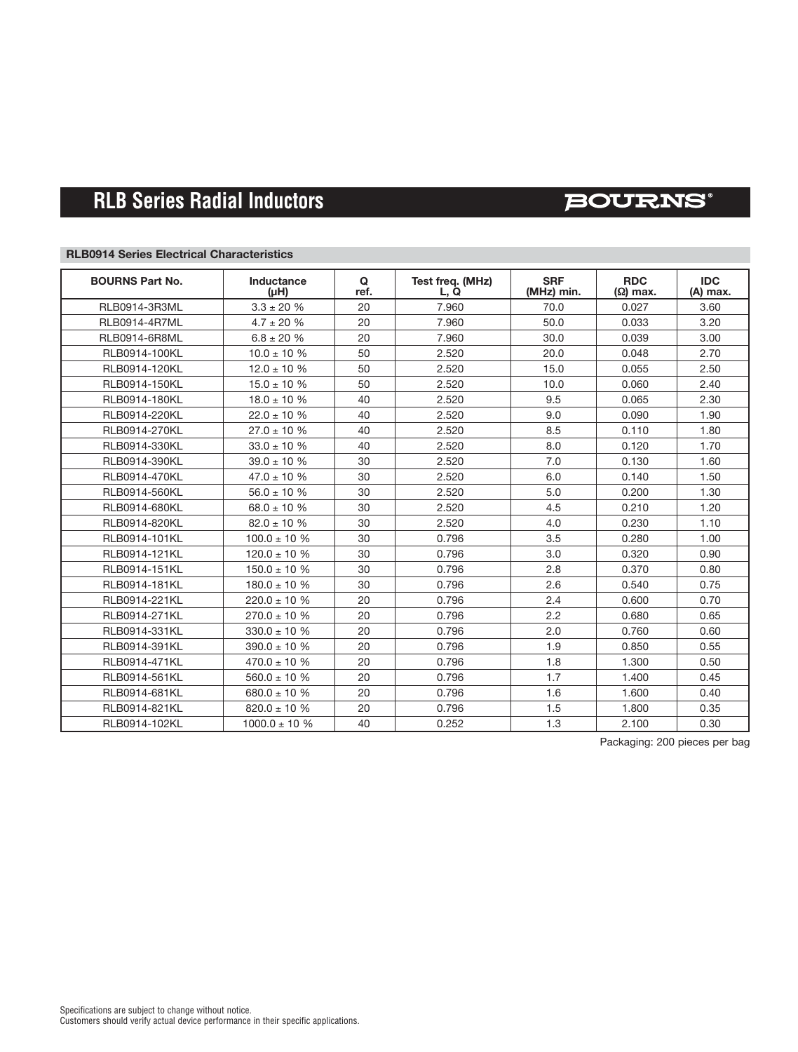# RLB Series Radial Inductors

BOURNS®

## RLB0914 Series Electrical Characteristics

| BOURNS Part No. | Inductance (µH) | Q ref. | Test freq. (MHz) L, Q | SRF (MHz) min. | RDC (Ω) max. | IDC (A) max. |
|---|---|---|---|---|---|---|
| RLB0914-3R3ML | 3.3 ± 20 % | 20 | 7.960 | 70.0 | 0.027 | 3.60 |
| RLB0914-4R7ML | 4.7 ± 20 % | 20 | 7.960 | 50.0 | 0.033 | 3.20 |
| RLB0914-6R8ML | 6.8 ± 20 % | 20 | 7.960 | 30.0 | 0.039 | 3.00 |
| RLB0914-100KL | 10.0 ± 10 % | 50 | 2.520 | 20.0 | 0.048 | 2.70 |
| RLB0914-120KL | 12.0 ± 10 % | 50 | 2.520 | 15.0 | 0.055 | 2.50 |
| RLB0914-150KL | 15.0 ± 10 % | 50 | 2.520 | 10.0 | 0.060 | 2.40 |
| RLB0914-180KL | 18.0 ± 10 % | 40 | 2.520 | 9.5 | 0.065 | 2.30 |
| RLB0914-220KL | 22.0 ± 10 % | 40 | 2.520 | 9.0 | 0.090 | 1.90 |
| RLB0914-270KL | 27.0 ± 10 % | 40 | 2.520 | 8.5 | 0.110 | 1.80 |
| RLB0914-330KL | 33.0 ± 10 % | 40 | 2.520 | 8.0 | 0.120 | 1.70 |
| RLB0914-390KL | 39.0 ± 10 % | 30 | 2.520 | 7.0 | 0.130 | 1.60 |
| RLB0914-470KL | 47.0 ± 10 % | 30 | 2.520 | 6.0 | 0.140 | 1.50 |
| RLB0914-560KL | 56.0 ± 10 % | 30 | 2.520 | 5.0 | 0.200 | 1.30 |
| RLB0914-680KL | 68.0 ± 10 % | 30 | 2.520 | 4.5 | 0.210 | 1.20 |
| RLB0914-820KL | 82.0 ± 10 % | 30 | 2.520 | 4.0 | 0.230 | 1.10 |
| RLB0914-101KL | 100.0 ± 10 % | 30 | 0.796 | 3.5 | 0.280 | 1.00 |
| RLB0914-121KL | 120.0 ± 10 % | 30 | 0.796 | 3.0 | 0.320 | 0.90 |
| RLB0914-151KL | 150.0 ± 10 % | 30 | 0.796 | 2.8 | 0.370 | 0.80 |
| RLB0914-181KL | 180.0 ± 10 % | 30 | 0.796 | 2.6 | 0.540 | 0.75 |
| RLB0914-221KL | 220.0 ± 10 % | 20 | 0.796 | 2.4 | 0.600 | 0.70 |
| RLB0914-271KL | 270.0 ± 10 % | 20 | 0.796 | 2.2 | 0.680 | 0.65 |
| RLB0914-331KL | 330.0 ± 10 % | 20 | 0.796 | 2.0 | 0.760 | 0.60 |
| RLB0914-391KL | 390.0 ± 10 % | 20 | 0.796 | 1.9 | 0.850 | 0.55 |
| RLB0914-471KL | 470.0 ± 10 % | 20 | 0.796 | 1.8 | 1.300 | 0.50 |
| RLB0914-561KL | 560.0 ± 10 % | 20 | 0.796 | 1.7 | 1.400 | 0.45 |
| RLB0914-681KL | 680.0 ± 10 % | 20 | 0.796 | 1.6 | 1.600 | 0.40 |
| RLB0914-821KL | 820.0 ± 10 % | 20 | 0.796 | 1.5 | 1.800 | 0.35 |
| RLB0914-102KL | 1000.0 ± 10 % | 40 | 0.252 | 1.3 | 2.100 | 0.30 |

Packaging: 200 pieces per bag

Specifications are subject to change without notice.
Customers should verify actual device performance in their specific applications.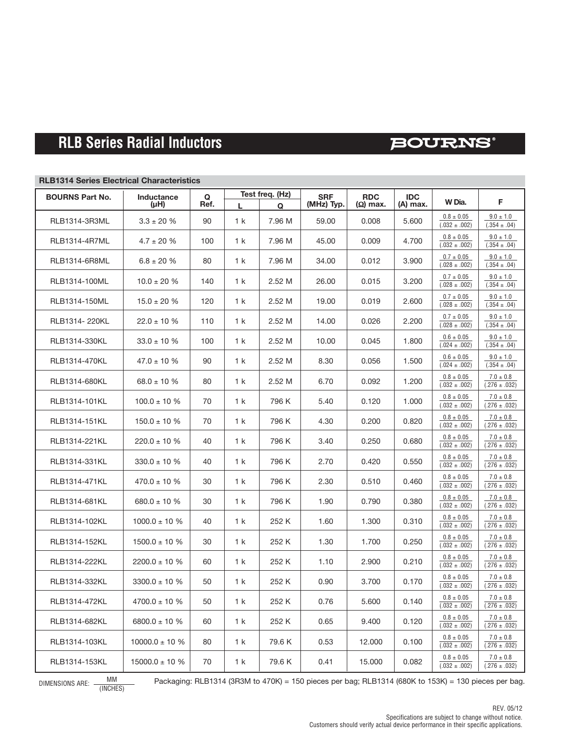# RLB Series Radial Inductors

**BOURNS®**

### RLB1314 Series Electrical Characteristics

| BOURNS Part No. | Inductance (µH) | Q Ref. | Test freq. (Hz) | | SRF (MHz) Typ. | RDC (Ω) max. | IDC (A) max. | W Dia. | F |
|---|---|---|---|---|---|---|---|---|---|
| | | | L | Q | | | | | |
| RLB1314-3R3ML | 3.3 ± 20 % | 90 | 1 k | 7.96 M | 59.00 | 0.008 | 5.600 | 0.8 ± 0.05 (.032 ± .002) | 9.0 ± 1.0 (.354 ± .04) |
| RLB1314-4R7ML | 4.7 ± 20 % | 100 | 1 k | 7.96 M | 45.00 | 0.009 | 4.700 | 0.8 ± 0.05 (.032 ± .002) | 9.0 ± 1.0 (.354 ± .04) |
| RLB1314-6R8ML | 6.8 ± 20 % | 80 | 1 k | 7.96 M | 34.00 | 0.012 | 3.900 | 0.7 ± 0.05 (.028 ± .002) | 9.0 ± 1.0 (.354 ± .04) |
| RLB1314-100ML | 10.0 ± 20 % | 140 | 1 k | 2.52 M | 26.00 | 0.015 | 3.200 | 0.7 ± 0.05 (.028 ± .002) | 9.0 ± 1.0 (.354 ± .04) |
| RLB1314-150ML | 15.0 ± 20 % | 120 | 1 k | 2.52 M | 19.00 | 0.019 | 2.600 | 0.7 ± 0.05 (.028 ± .002) | 9.0 ± 1.0 (.354 ± .04) |
| RLB1314- 220KL | 22.0 ± 10 % | 110 | 1 k | 2.52 M | 14.00 | 0.026 | 2.200 | 0.7 ± 0.05 (.028 ± .002) | 9.0 ± 1.0 (.354 ± .04) |
| RLB1314-330KL | 33.0 ± 10 % | 100 | 1 k | 2.52 M | 10.00 | 0.045 | 1.800 | 0.6 ± 0.05 (.024 ± .002) | 9.0 ± 1.0 (.354 ± .04) |
| RLB1314-470KL | 47.0 ± 10 % | 90 | 1 k | 2.52 M | 8.30 | 0.056 | 1.500 | 0.6 ± 0.05 (.024 ± .002) | 9.0 ± 1.0 (.354 ± .04) |
| RLB1314-680KL | 68.0 ± 10 % | 80 | 1 k | 2.52 M | 6.70 | 0.092 | 1.200 | 0.8 ± 0.05 (.032 ± .002) | 7.0 ± 0.8 (.276 ± .032) |
| RLB1314-101KL | 100.0 ± 10 % | 70 | 1 k | 796 K | 5.40 | 0.120 | 1.000 | 0.8 ± 0.05 (.032 ± .002) | 7.0 ± 0.8 (.276 ± .032) |
| RLB1314-151KL | 150.0 ± 10 % | 70 | 1 k | 796 K | 4.30 | 0.200 | 0.820 | 0.8 ± 0.05 (.032 ± .002) | 7.0 ± 0.8 (.276 ± .032) |
| RLB1314-221KL | 220.0 ± 10 % | 40 | 1 k | 796 K | 3.40 | 0.250 | 0.680 | 0.8 ± 0.05 (.032 ± .002) | 7.0 ± 0.8 (.276 ± .032) |
| RLB1314-331KL | 330.0 ± 10 % | 40 | 1 k | 796 K | 2.70 | 0.420 | 0.550 | 0.8 ± 0.05 (.032 ± .002) | 7.0 ± 0.8 (.276 ± .032) |
| RLB1314-471KL | 470.0 ± 10 % | 30 | 1 k | 796 K | 2.30 | 0.510 | 0.460 | 0.8 ± 0.05 (.032 ± .002) | 7.0 ± 0.8 (.276 ± .032) |
| RLB1314-681KL | 680.0 ± 10 % | 30 | 1 k | 796 K | 1.90 | 0.790 | 0.380 | 0.8 ± 0.05 (.032 ± .002) | 7.0 ± 0.8 (.276 ± .032) |
| RLB1314-102KL | 1000.0 ± 10 % | 40 | 1 k | 252 K | 1.60 | 1.300 | 0.310 | 0.8 ± 0.05 (.032 ± .002) | 7.0 ± 0.8 (.276 ± .032) |
| RLB1314-152KL | 1500.0 ± 10 % | 30 | 1 k | 252 K | 1.30 | 1.700 | 0.250 | 0.8 ± 0.05 (.032 ± .002) | 7.0 ± 0.8 (.276 ± .032) |
| RLB1314-222KL | 2200.0 ± 10 % | 60 | 1 k | 252 K | 1.10 | 2.900 | 0.210 | 0.8 ± 0.05 (.032 ± .002) | 7.0 ± 0.8 (.276 ± .032) |
| RLB1314-332KL | 3300.0 ± 10 % | 50 | 1 k | 252 K | 0.90 | 3.700 | 0.170 | 0.8 ± 0.05 (.032 ± .002) | 7.0 ± 0.8 (.276 ± .032) |
| RLB1314-472KL | 4700.0 ± 10 % | 50 | 1 k | 252 K | 0.76 | 5.600 | 0.140 | 0.8 ± 0.05 (.032 ± .002) | 7.0 ± 0.8 (.276 ± .032) |
| RLB1314-682KL | 6800.0 ± 10 % | 60 | 1 k | 252 K | 0.65 | 9.400 | 0.120 | 0.8 ± 0.05 (.032 ± .002) | 7.0 ± 0.8 (.276 ± .032) |
| RLB1314-103KL | 10000.0 ± 10 % | 80 | 1 k | 79.6 K | 0.53 | 12.000 | 0.100 | 0.8 ± 0.05 (.032 ± .002) | 7.0 ± 0.8 (.276 ± .032) |
| RLB1314-153KL | 15000.0 ± 10 % | 70 | 1 k | 79.6 K | 0.41 | 15.000 | 0.082 | 0.8 ± 0.05 (.032 ± .002) | 7.0 ± 0.8 (.276 ± .032) |

DIMENSIONS ARE: MM (INCHES)

Packaging: RLB1314 (3R3M to 470K) = 150 pieces per bag; RLB1314 (680K to 153K) = 130 pieces per bag.

REV. 05/12

Specifications are subject to change without notice.
Customers should verify actual device performance in their specific applications.